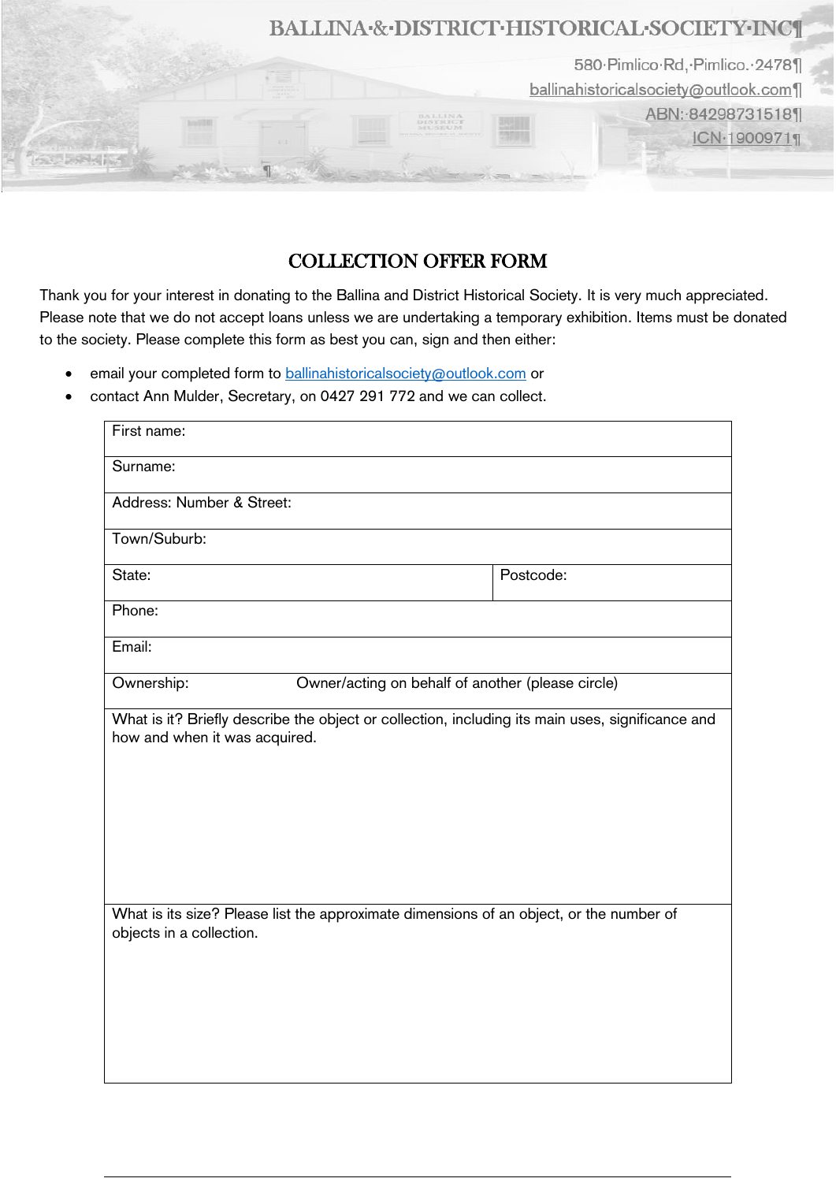BALLINA & DISTRICT HISTORICAL SOCIETY INC

580 Pimlico Rd, Pimlico. 2478

ballinahistoricalsociety@outlook.com

ABN: 84298731518

ICN 1900971

# COLLECTION OFFER FORM

Thank you for your interest in donating to the Ballina and District Historical Society. It is very much appreciated. Please note that we do not accept loans unless we are undertaking a temporary exhibition. Items must be donated to the society. Please complete this form as best you can, sign and then either:

- email your completed form to ballinahistoricalsociety@outlook.com or
- contact Ann Mulder, Secretary, on 0427 291 772 and we can collect.

| | |
|---|---|
| First name: | |
| Surname: | |
| Address: Number & Street: | |
| Town/Suburb: | |
| State: | Postcode: |
| Phone: | |
| Email: | |
| Ownership: Owner/acting on behalf of another (please circle) | |
| What is it? Briefly describe the object or collection, including its main uses, significance and how and when it was acquired. | |
| What is its size? Please list the approximate dimensions of an object, or the number of objects in a collection. | |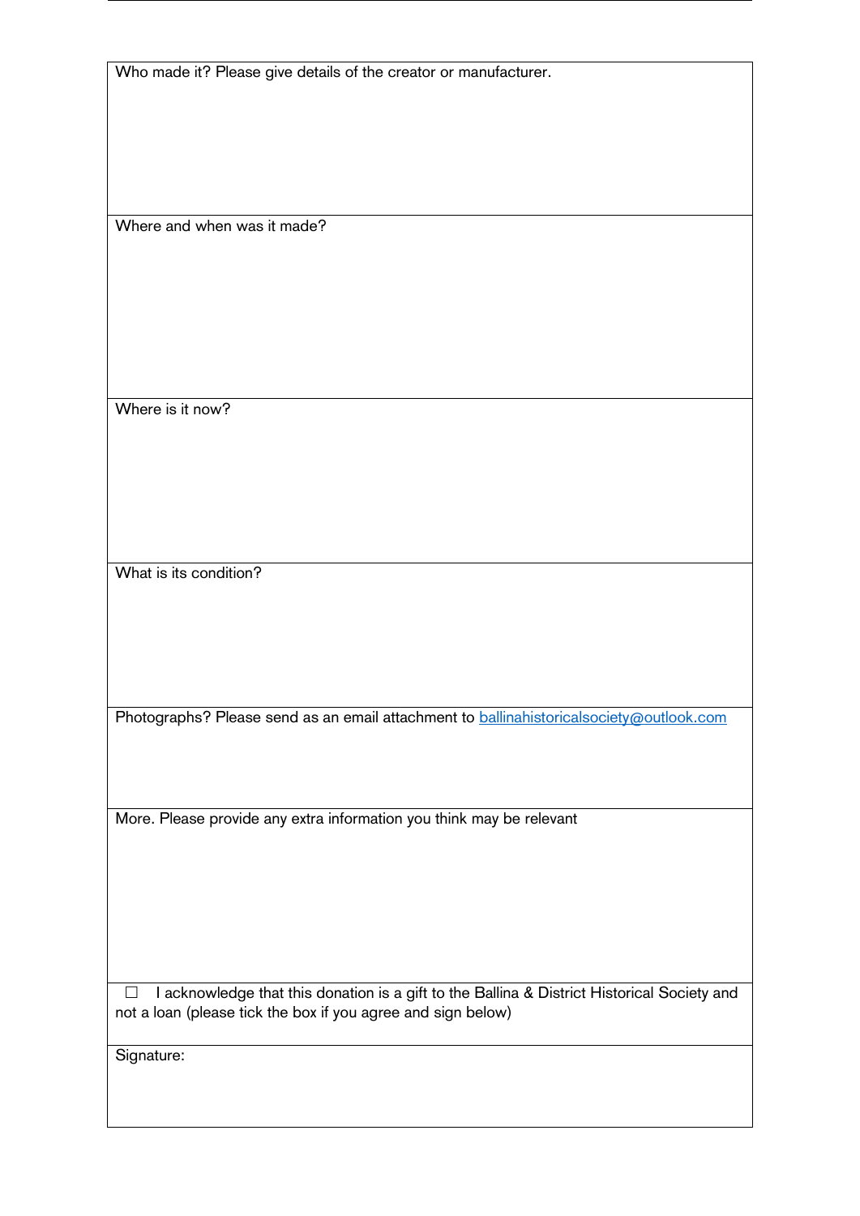| |
|---|
| Who made it? Please give details of the creator or manufacturer. |
| Where and when was it made? |
| Where is it now? |
| What is its condition? |
| Photographs? Please send as an email attachment to [ballinahistoricalsociety@outlook.com](mailto:ballinahistoricalsociety@outlook.com) |
| More. Please provide any extra information you think may be relevant |
| ☐ I acknowledge that this donation is a gift to the Ballina & District Historical Society and not a loan (please tick the box if you agree and sign below) |
| Signature: |